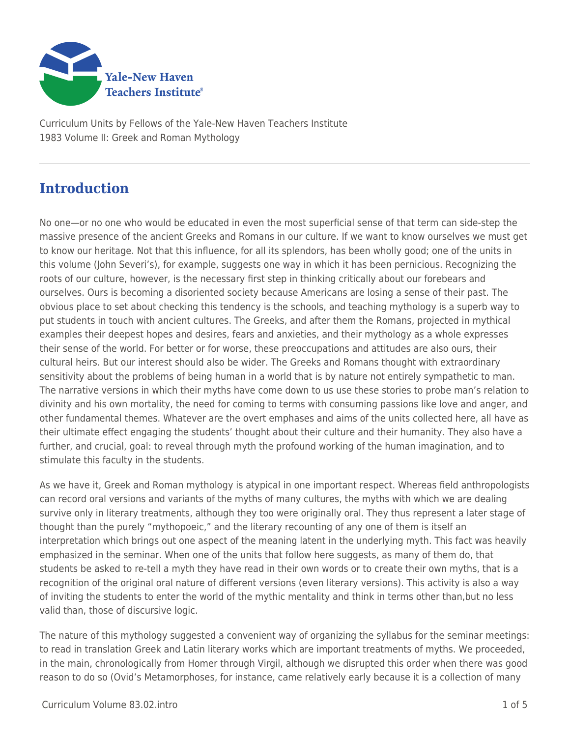Curriculum Units by Fellows of the Yale-New Haven Teachers Institute
1983 Volume II: Greek and Roman Mythology

## Introduction

No one—or no one who would be educated in even the most superficial sense of that term can side-step the massive presence of the ancient Greeks and Romans in our culture. If we want to know ourselves we must get to know our heritage. Not that this influence, for all its splendors, has been wholly good; one of the units in this volume (John Severi's), for example, suggests one way in which it has been pernicious. Recognizing the roots of our culture, however, is the necessary first step in thinking critically about our forebears and ourselves. Ours is becoming a disoriented society because Americans are losing a sense of their past. The obvious place to set about checking this tendency is the schools, and teaching mythology is a superb way to put students in touch with ancient cultures. The Greeks, and after them the Romans, projected in mythical examples their deepest hopes and desires, fears and anxieties, and their mythology as a whole expresses their sense of the world. For better or for worse, these preoccupations and attitudes are also ours, their cultural heirs. But our interest should also be wider. The Greeks and Romans thought with extraordinary sensitivity about the problems of being human in a world that is by nature not entirely sympathetic to man. The narrative versions in which their myths have come down to us use these stories to probe man's relation to divinity and his own mortality, the need for coming to terms with consuming passions like love and anger, and other fundamental themes. Whatever are the overt emphases and aims of the units collected here, all have as their ultimate effect engaging the students' thought about their culture and their humanity. They also have a further, and crucial, goal: to reveal through myth the profound working of the human imagination, and to stimulate this faculty in the students.

As we have it, Greek and Roman mythology is atypical in one important respect. Whereas field anthropologists can record oral versions and variants of the myths of many cultures, the myths with which we are dealing survive only in literary treatments, although they too were originally oral. They thus represent a later stage of thought than the purely "mythopoeic," and the literary recounting of any one of them is itself an interpretation which brings out one aspect of the meaning latent in the underlying myth. This fact was heavily emphasized in the seminar. When one of the units that follow here suggests, as many of them do, that students be asked to re-tell a myth they have read in their own words or to create their own myths, that is a recognition of the original oral nature of different versions (even literary versions). This activity is also a way of inviting the students to enter the world of the mythic mentality and think in terms other than,but no less valid than, those of discursive logic.

The nature of this mythology suggested a convenient way of organizing the syllabus for the seminar meetings: to read in translation Greek and Latin literary works which are important treatments of myths. We proceeded, in the main, chronologically from Homer through Virgil, although we disrupted this order when there was good reason to do so (Ovid's Metamorphoses, for instance, came relatively early because it is a collection of many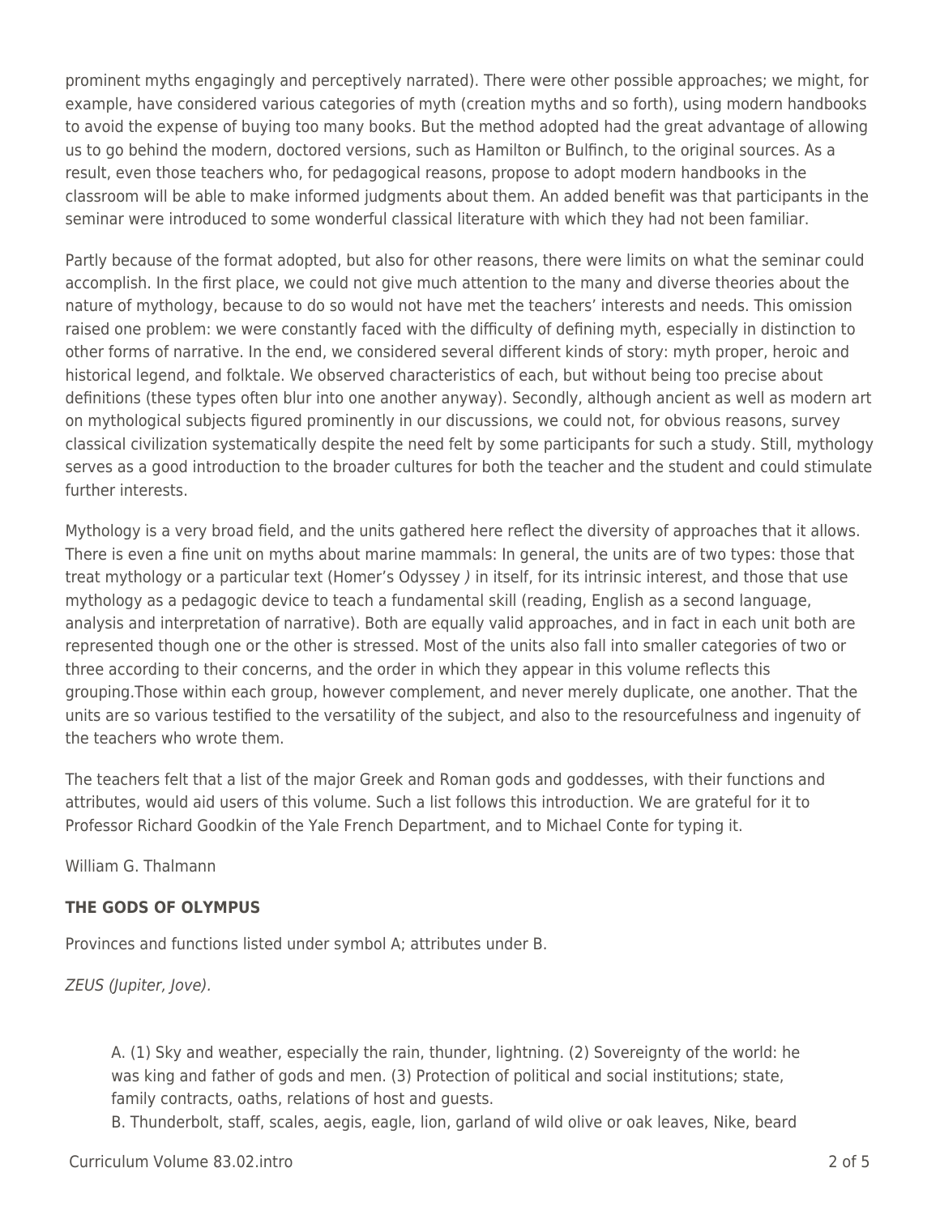prominent myths engagingly and perceptively narrated). There were other possible approaches; we might, for example, have considered various categories of myth (creation myths and so forth), using modern handbooks to avoid the expense of buying too many books. But the method adopted had the great advantage of allowing us to go behind the modern, doctored versions, such as Hamilton or Bulfinch, to the original sources. As a result, even those teachers who, for pedagogical reasons, propose to adopt modern handbooks in the classroom will be able to make informed judgments about them. An added benefit was that participants in the seminar were introduced to some wonderful classical literature with which they had not been familiar.

Partly because of the format adopted, but also for other reasons, there were limits on what the seminar could accomplish. In the first place, we could not give much attention to the many and diverse theories about the nature of mythology, because to do so would not have met the teachers' interests and needs. This omission raised one problem: we were constantly faced with the difficulty of defining myth, especially in distinction to other forms of narrative. In the end, we considered several different kinds of story: myth proper, heroic and historical legend, and folktale. We observed characteristics of each, but without being too precise about definitions (these types often blur into one another anyway). Secondly, although ancient as well as modern art on mythological subjects figured prominently in our discussions, we could not, for obvious reasons, survey classical civilization systematically despite the need felt by some participants for such a study. Still, mythology serves as a good introduction to the broader cultures for both the teacher and the student and could stimulate further interests.

Mythology is a very broad field, and the units gathered here reflect the diversity of approaches that it allows. There is even a fine unit on myths about marine mammals: In general, the units are of two types: those that treat mythology or a particular text (Homer's *Odyssey )* in itself, for its intrinsic interest, and those that use mythology as a pedagogic device to teach a fundamental skill (reading, English as a second language, analysis and interpretation of narrative). Both are equally valid approaches, and in fact in each unit both are represented though one or the other is stressed. Most of the units also fall into smaller categories of two or three according to their concerns, and the order in which they appear in this volume reflects this grouping.Those within each group, however complement, and never merely duplicate, one another. That the units are so various testified to the versatility of the subject, and also to the resourcefulness and ingenuity of the teachers who wrote them.

The teachers felt that a list of the major Greek and Roman gods and goddesses, with their functions and attributes, would aid users of this volume. Such a list follows this introduction. We are grateful for it to Professor Richard Goodkin of the Yale French Department, and to Michael Conte for typing it.

William G. Thalmann

**THE GODS OF OLYMPUS**

Provinces and functions listed under symbol A; attributes under B.

*ZEUS (Jupiter, Jove).*

A. (1) Sky and weather, especially the rain, thunder, lightning. (2) Sovereignty of the world: he was king and father of gods and men. (3) Protection of political and social institutions; state, family contracts, oaths, relations of host and guests.

B. Thunderbolt, staff, scales, aegis, eagle, lion, garland of wild olive or oak leaves, Nike, beard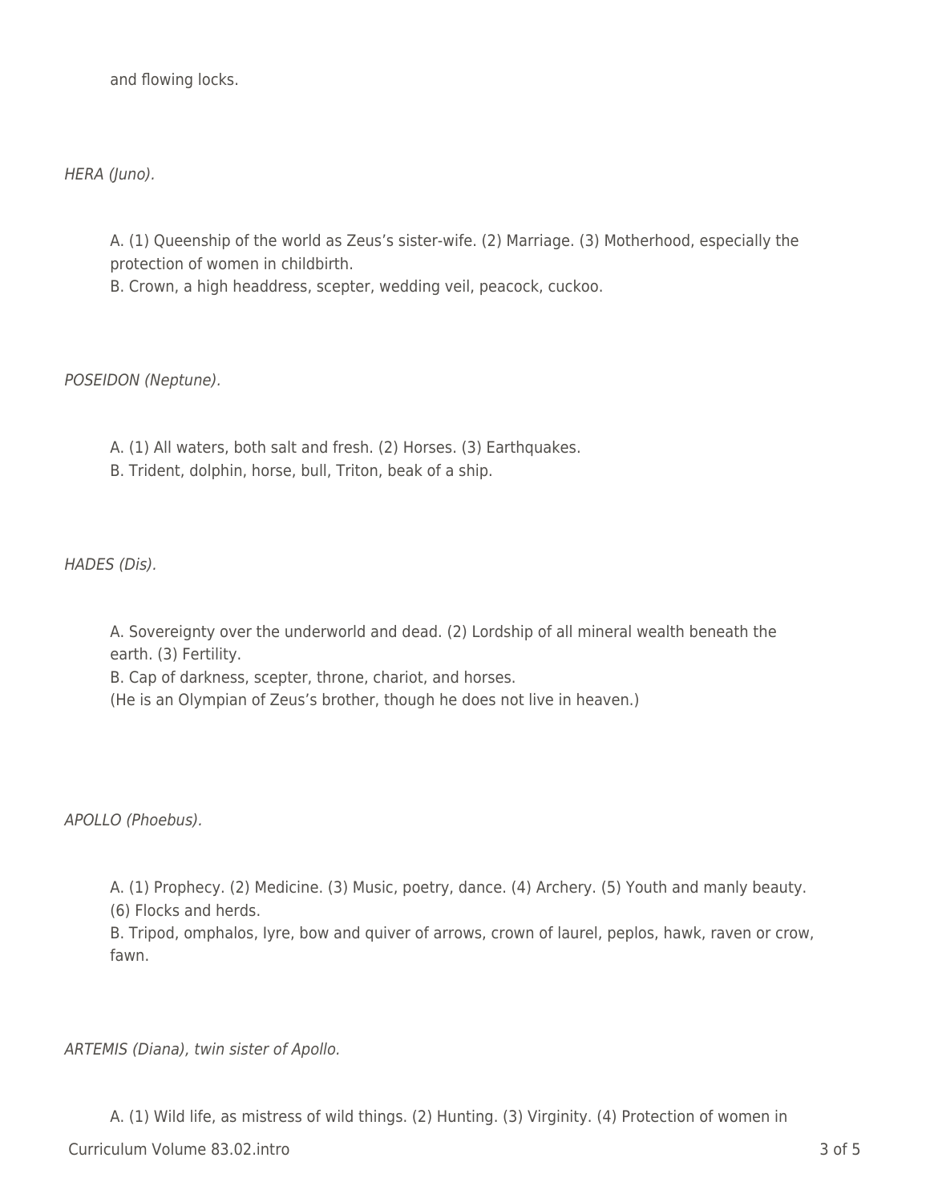and flowing locks.

*HERA (Juno).*

A. (1) Queenship of the world as Zeus's sister-wife. (2) Marriage. (3) Motherhood, especially the protection of women in childbirth.
B. Crown, a high headdress, scepter, wedding veil, peacock, cuckoo.

*POSEIDON (Neptune).*

A. (1) All waters, both salt and fresh. (2) Horses. (3) Earthquakes.
B. Trident, dolphin, horse, bull, Triton, beak of a ship.

*HADES (Dis).*

A. Sovereignty over the underworld and dead. (2) Lordship of all mineral wealth beneath the earth. (3) Fertility.
B. Cap of darkness, scepter, throne, chariot, and horses.
(He is an Olympian of Zeus's brother, though he does not live in heaven.)

*APOLLO (Phoebus).*

A. (1) Prophecy. (2) Medicine. (3) Music, poetry, dance. (4) Archery. (5) Youth and manly beauty. (6) Flocks and herds.
B. Tripod, omphalos, lyre, bow and quiver of arrows, crown of laurel, peplos, hawk, raven or crow, fawn.

*ARTEMIS (Diana), twin sister of Apollo.*

A. (1) Wild life, as mistress of wild things. (2) Hunting. (3) Virginity. (4) Protection of women in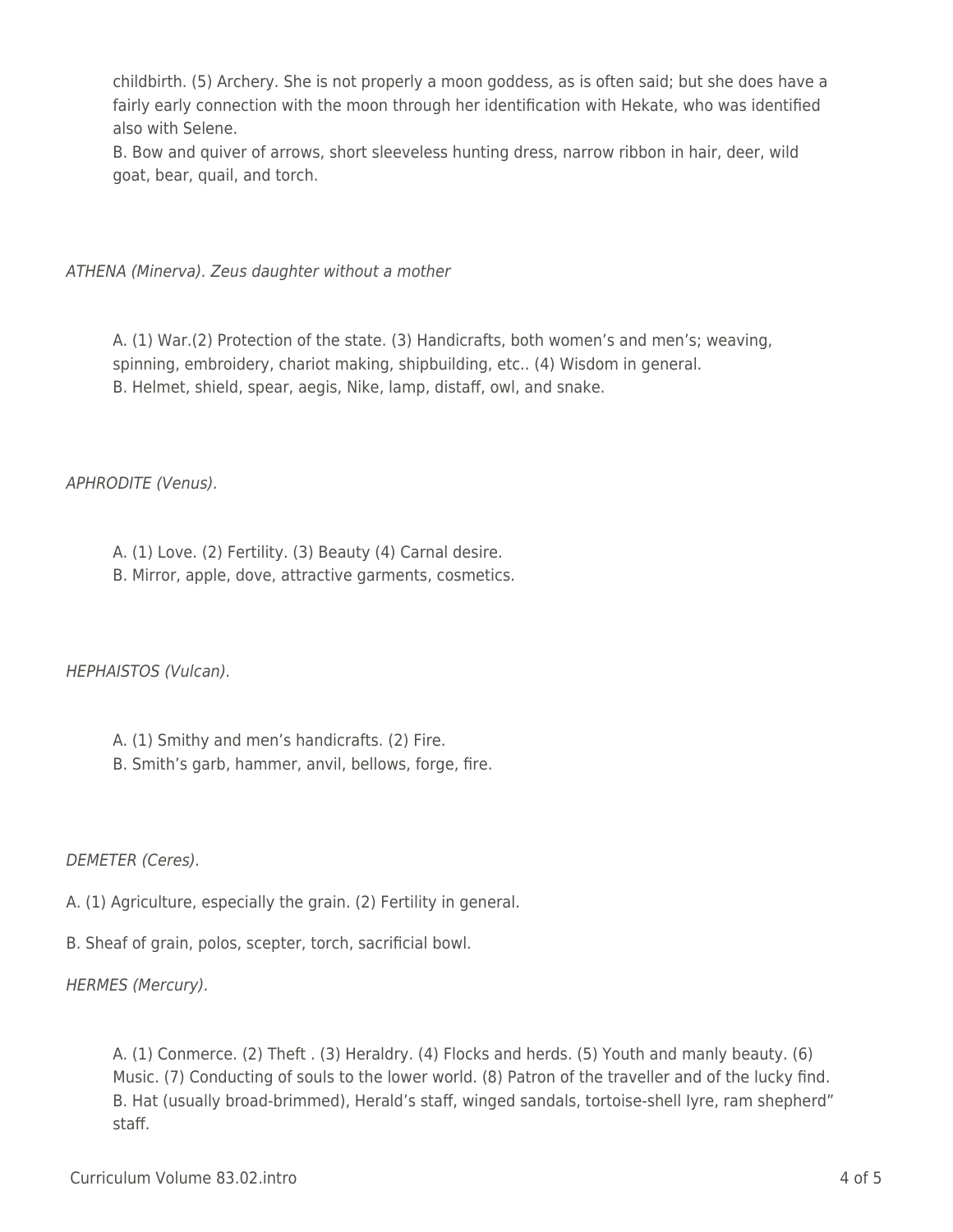childbirth. (5) Archery. She is not properly a moon goddess, as is often said; but she does have a fairly early connection with the moon through her identification with Hekate, who was identified also with Selene.

B. Bow and quiver of arrows, short sleeveless hunting dress, narrow ribbon in hair, deer, wild goat, bear, quail, and torch.

*ATHENA (Minerva). Zeus daughter without a mother*

A. (1) War.(2) Protection of the state. (3) Handicrafts, both women's and men's; weaving, spinning, embroidery, chariot making, shipbuilding, etc.. (4) Wisdom in general.

B. Helmet, shield, spear, aegis, Nike, lamp, distaff, owl, and snake.

*APHRODITE (Venus).*

A. (1) Love. (2) Fertility. (3) Beauty (4) Carnal desire.

B. Mirror, apple, dove, attractive garments, cosmetics.

*HEPHAISTOS (Vulcan).*

A. (1) Smithy and men's handicrafts. (2) Fire.

B. Smith's garb, hammer, anvil, bellows, forge, fire.

*DEMETER (Ceres).*

A. (1) Agriculture, especially the grain. (2) Fertility in general.

B. Sheaf of grain, polos, scepter, torch, sacrificial bowl.

*HERMES (Mercury).*

A. (1) Conmerce. (2) Theft . (3) Heraldry. (4) Flocks and herds. (5) Youth and manly beauty. (6) Music. (7) Conducting of souls to the lower world. (8) Patron of the traveller and of the lucky find.

B. Hat (usually broad-brimmed), Herald's staff, winged sandals, tortoise-shell lyre, ram shepherd" staff.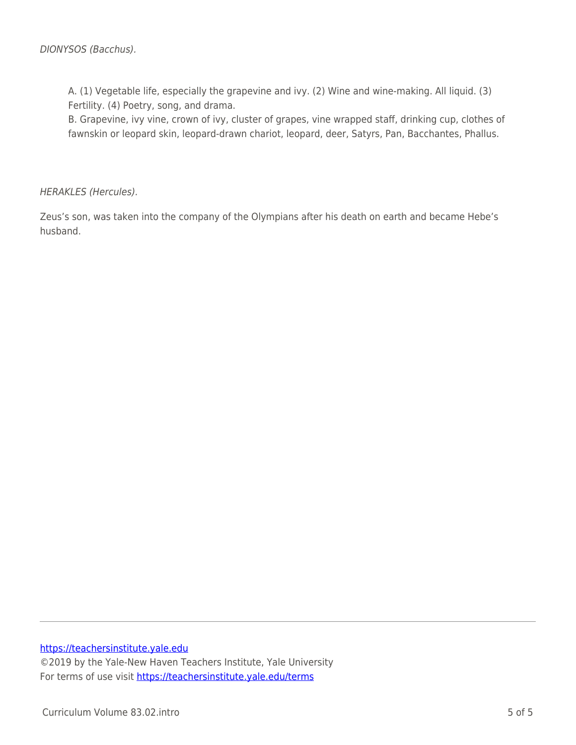*DIONYSOS (Bacchus).*

> A. (1) Vegetable life, especially the grapevine and ivy. (2) Wine and wine-making. All liquid. (3) Fertility. (4) Poetry, song, and drama.
> B. Grapevine, ivy vine, crown of ivy, cluster of grapes, vine wrapped staff, drinking cup, clothes of fawnskin or leopard skin, leopard-drawn chariot, leopard, deer, Satyrs, Pan, Bacchantes, Phallus.

*HERAKLES (Hercules).*

Zeus's son, was taken into the company of the Olympians after his death on earth and became Hebe's husband.

---

https://teachersinstitute.yale.edu
©2019 by the Yale-New Haven Teachers Institute, Yale University
For terms of use visit https://teachersinstitute.yale.edu/terms